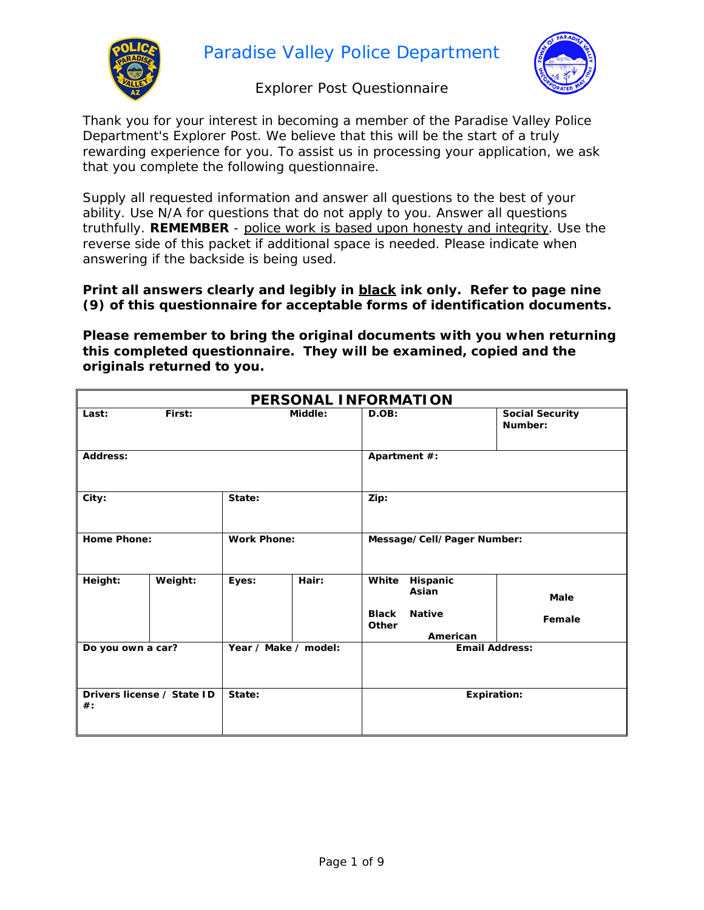# Paradise Valley Police Department

## Explorer Post Questionnaire

Thank you for your interest in becoming a member of the Paradise Valley Police Department's Explorer Post. We believe that this will be the start of a truly rewarding experience for you. To assist us in processing your application, we ask that you complete the following questionnaire.

Supply all requested information and answer all questions to the best of your ability. Use N/A for questions that do not apply to you. Answer all questions truthfully. **REMEMBER** - <u>police work is based upon honesty and integrity</u>. Use the reverse side of this packet if additional space is needed. Please indicate when answering if the backside is being used.

**Print all answers clearly and legibly in <u>black</u> ink only. Refer to page nine (9) of this questionnaire for acceptable forms of identification documents.**

**Please remember to bring the original documents with you when returning this completed questionnaire. They will be examined, copied and the originals returned to you.**

| **PERSONAL INFORMATION** | | | | | |
|---|---|---|---|---|---|
| **Last:** | **First:** | | **Middle:** | **D.OB:** | **Social Security Number:** |
| **Address:** | | | | **Apartment #:** | |
| **City:** | | **State:** | | **Zip:** | |
| **Home Phone:** | | **Work Phone:** | | **Message/Cell/Pager Number:** | |
| **Height:** | **Weight:** | **Eyes:** | **Hair:** | **White Hispanic Asian Black Native American Other** | **Male Female** |
| **Do you own a car?** | | **Year / Make / model:** | | **Email Address:** | |
| **Drivers license / State ID #:** | | **State:** | | **Expiration:** | |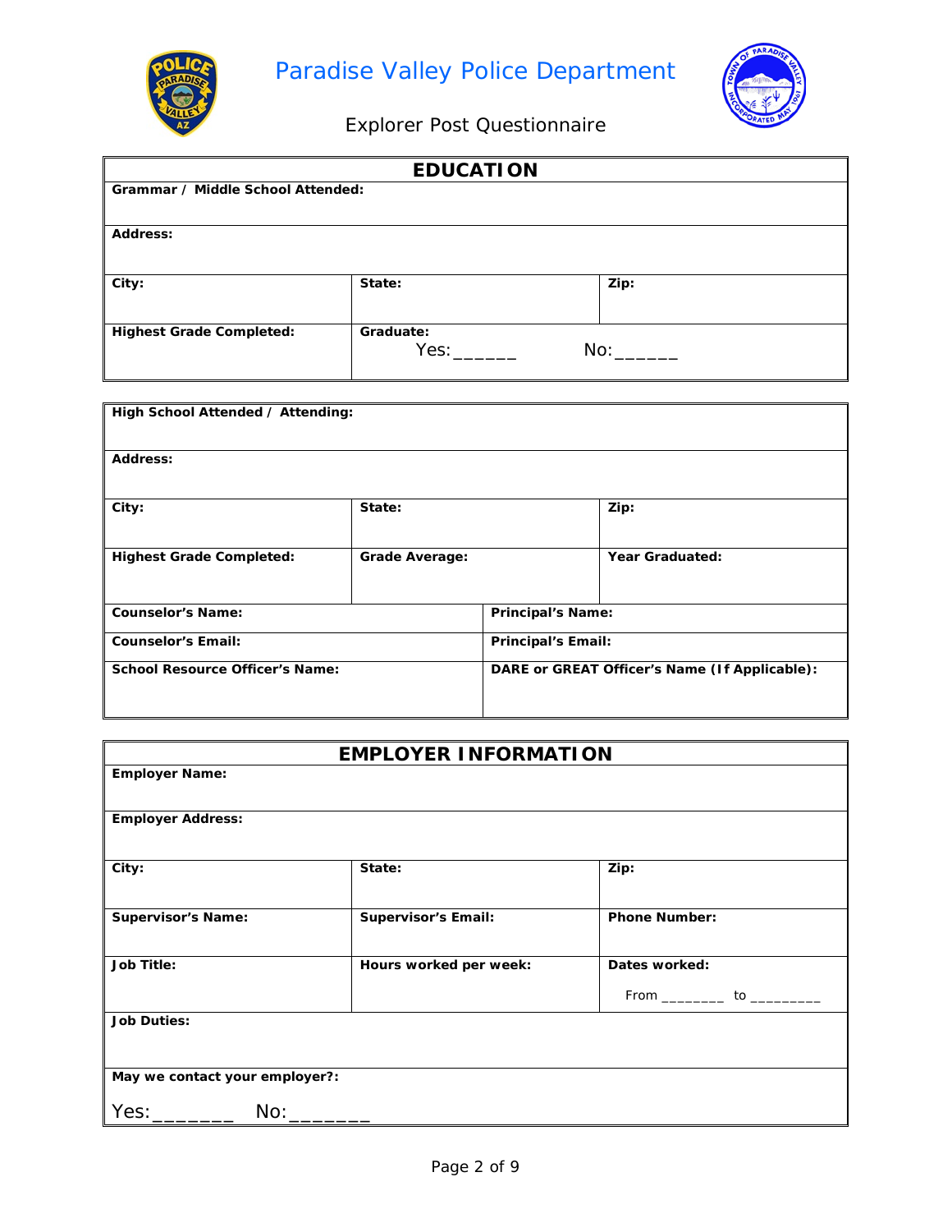# Paradise Valley Police Department

## Explorer Post Questionnaire

| EDUCATION | | |
|---|---|---|
| **Grammar / Middle School Attended:** | | |
| **Address:** | | |
| **City:** | **State:** | **Zip:** |
| **Highest Grade Completed:** | **Graduate:** Yes:______ No:______ | |

| | | |
|---|---|---|
| **High School Attended / Attending:** | | |
| **Address:** | | |
| **City:** | **State:** | **Zip:** |
| **Highest Grade Completed:** | **Grade Average:** | **Year Graduated:** |

| | |
|---|---|
| **Counselor's Name:** | **Principal's Name:** |
| **Counselor's Email:** | **Principal's Email:** |
| **School Resource Officer's Name:** | **DARE or GREAT Officer's Name (If Applicable):** |

| EMPLOYER INFORMATION | | |
|---|---|---|
| **Employer Name:** | | |
| **Employer Address:** | | |
| **City:** | **State:** | **Zip:** |
| **Supervisor's Name:** | **Supervisor's Email:** | **Phone Number:** |
| **Job Title:** | **Hours worked per week:** | **Dates worked:** From ________ to _________ |
| **Job Duties:** | | |
| **May we contact your employer?:** Yes:_______ No:_______ | | |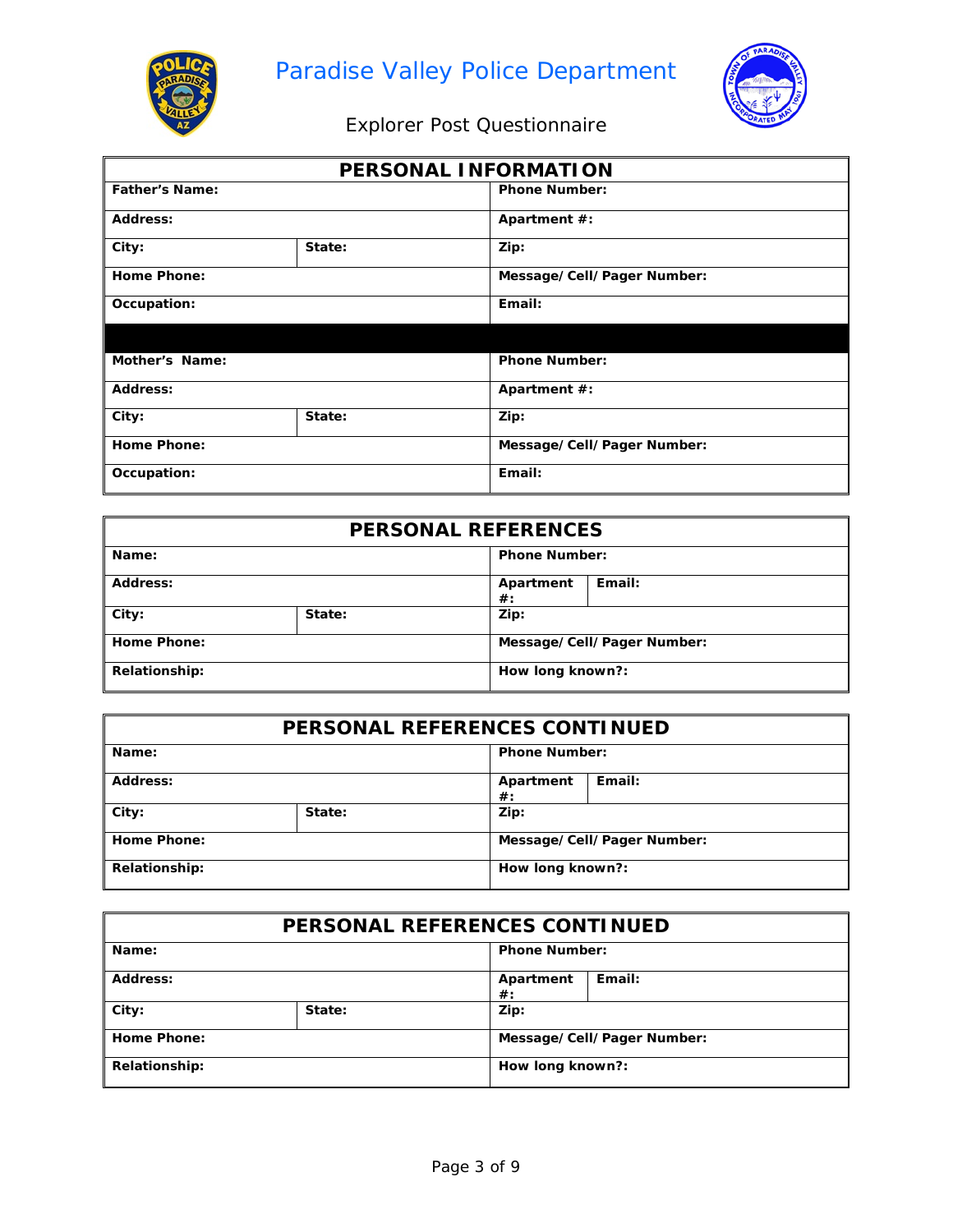# Paradise Valley Police Department

## Explorer Post Questionnaire

| PERSONAL INFORMATION | | | |
|---|---|---|---|
| **Father's Name:** | | **Phone Number:** | |
| **Address:** | | **Apartment #:** | |
| **City:** | **State:** | **Zip:** | |
| **Home Phone:** | | **Message/Cell/Pager Number:** | |
| **Occupation:** | | **Email:** | |
| | | | |
| **Mother's Name:** | | **Phone Number:** | |
| **Address:** | | **Apartment #:** | |
| **City:** | **State:** | **Zip:** | |
| **Home Phone:** | | **Message/Cell/Pager Number:** | |
| **Occupation:** | | **Email:** | |

| PERSONAL REFERENCES | | | |
|---|---|---|---|
| **Name:** | | **Phone Number:** | |
| **Address:** | | **Apartment #:** | **Email:** |
| **City:** | **State:** | **Zip:** | |
| **Home Phone:** | | **Message/Cell/Pager Number:** | |
| **Relationship:** | | **How long known?:** | |

| PERSONAL REFERENCES CONTINUED | | | |
|---|---|---|---|
| **Name:** | | **Phone Number:** | |
| **Address:** | | **Apartment #:** | **Email:** |
| **City:** | **State:** | **Zip:** | |
| **Home Phone:** | | **Message/Cell/Pager Number:** | |
| **Relationship:** | | **How long known?:** | |

| PERSONAL REFERENCES CONTINUED | | | |
|---|---|---|---|
| **Name:** | | **Phone Number:** | |
| **Address:** | | **Apartment #:** | **Email:** |
| **City:** | **State:** | **Zip:** | |
| **Home Phone:** | | **Message/Cell/Pager Number:** | |
| **Relationship:** | | **How long known?:** | |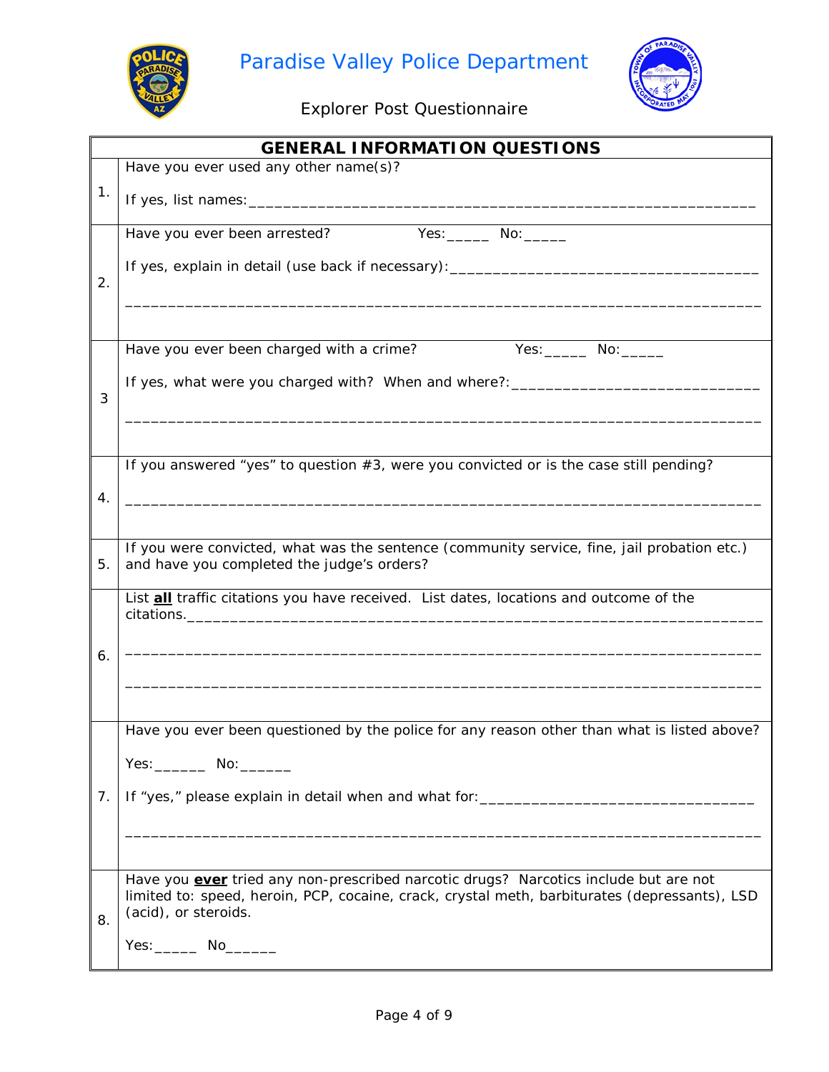# Paradise Valley Police Department

Explorer Post Questionnaire

| GENERAL INFORMATION QUESTIONS | |
|---|---|
| 1. | Have you ever used any other name(s)?<br><br>If yes, list names:___________________________________________________________ |
| 2. | Have you ever been arrested? Yes:_____ No:_____<br><br>If yes, explain in detail (use back if necessary):___________________________________<br><br>_____________________________________________________________________________ |
| 3 | Have you ever been charged with a crime? Yes:_____ No:_____<br><br>If yes, what were you charged with? When and where?:_____________________________<br><br>_____________________________________________________________________________ |
| 4. | If you answered "yes" to question #3, were you convicted or is the case still pending?<br><br>_____________________________________________________________________________ |
| 5. | If you were convicted, what was the sentence (community service, fine, jail probation etc.) and have you completed the judge's orders? |
| 6. | List **all** traffic citations you have received. List dates, locations and outcome of the citations.______________________________________________________________<br><br>_____________________________________________________________________________<br><br>_____________________________________________________________________________ |
| 7. | Have you ever been questioned by the police for any reason other than what is listed above?<br><br>Yes:______ No:______<br><br>If "yes," please explain in detail when and what for:________________________________<br><br>_____________________________________________________________________________ |
| 8. | Have you **ever** tried any non-prescribed narcotic drugs? Narcotics include but are not limited to: speed, heroin, PCP, cocaine, crack, crystal meth, barbiturates (depressants), LSD (acid), or steroids.<br><br>Yes:_____ No______ |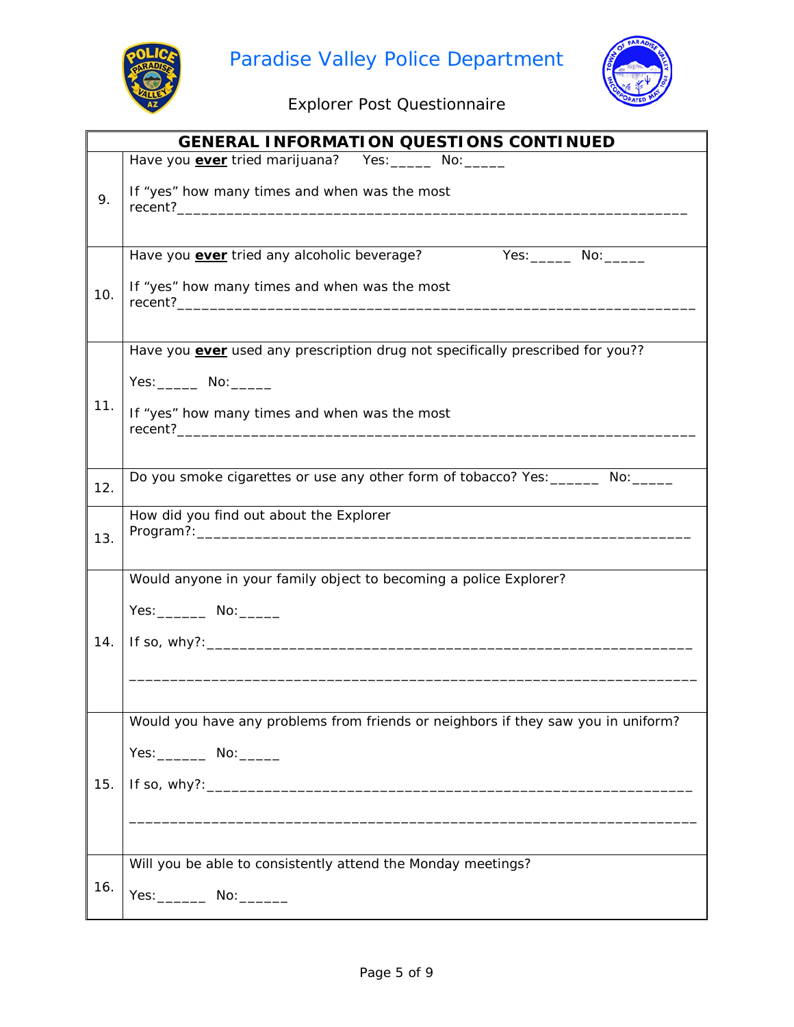# Paradise Valley Police Department

## Explorer Post Questionnaire

| GENERAL INFORMATION QUESTIONS CONTINUED | |
|---|---|
| 9. | Have you **ever** tried marijuana? Yes:_____ No:_____<br><br>If "yes" how many times and when was the most recent?_____________________________________________________________ |
| 10. | Have you **ever** tried any alcoholic beverage? Yes:_____ No:_____<br><br>If "yes" how many times and when was the most recent?_______________________________________________________________ |
| 11. | Have you **ever** used any prescription drug not specifically prescribed for you??<br><br>Yes:_____ No:_____<br><br>If "yes" how many times and when was the most recent?_______________________________________________________________ |
| 12. | Do you smoke cigarettes or use any other form of tobacco? Yes:______ No:_____ |
| 13. | How did you find out about the Explorer Program?:___________________________________________________________ |
| 14. | Would anyone in your family object to becoming a police Explorer?<br><br>Yes:______ No:_____<br><br>If so, why?:__________________________________________________________<br><br>______________________________________________________________________ |
| 15. | Would you have any problems from friends or neighbors if they saw you in uniform?<br><br>Yes:______ No:_____<br><br>If so, why?:__________________________________________________________<br><br>______________________________________________________________________ |
| 16. | Will you be able to consistently attend the Monday meetings?<br><br>Yes:______ No:______ |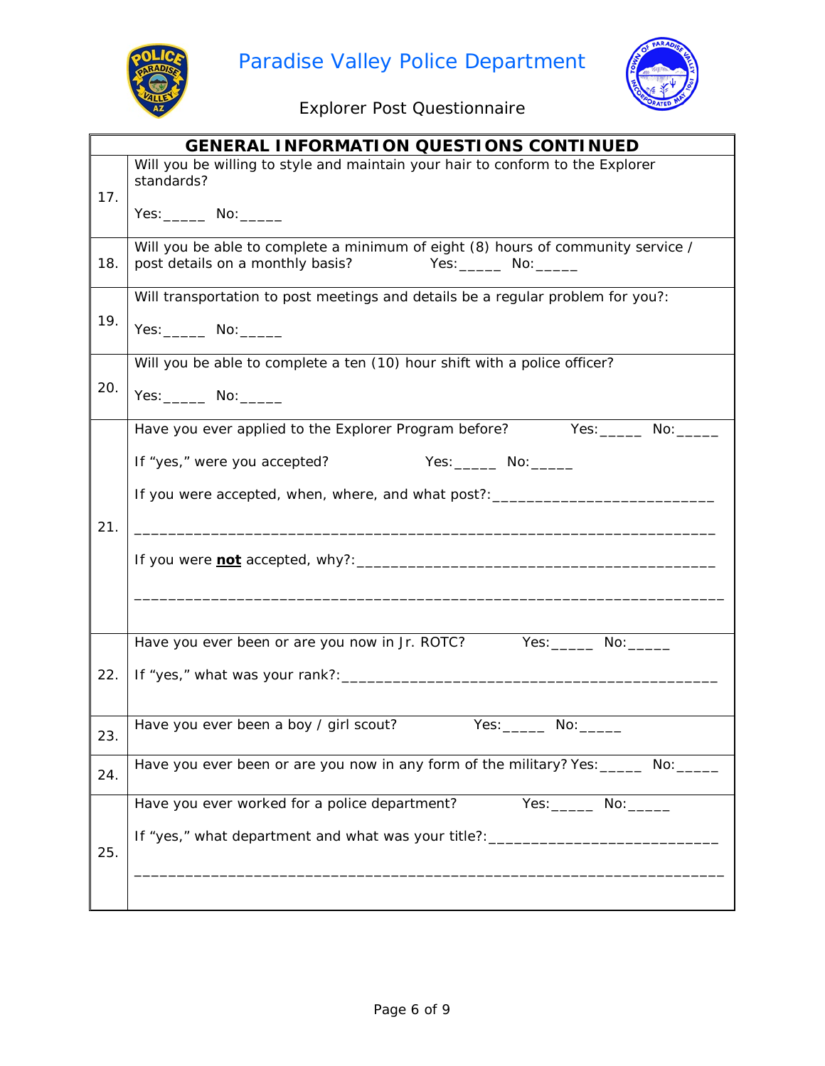# Paradise Valley Police Department

## Explorer Post Questionnaire

| GENERAL INFORMATION QUESTIONS CONTINUED | |
|---|---|
| 17. | Will you be willing to style and maintain your hair to conform to the Explorer standards?<br><br>Yes:_____ No:_____ |
| 18. | Will you be able to complete a minimum of eight (8) hours of community service / post details on a monthly basis? Yes:_____ No:_____ |
| 19. | Will transportation to post meetings and details be a regular problem for you?:<br><br>Yes:_____ No:_____ |
| 20. | Will you be able to complete a ten (10) hour shift with a police officer?<br><br>Yes:_____ No:_____ |
| 21. | Have you ever applied to the Explorer Program before? Yes:_____ No:_____<br><br>If "yes," were you accepted? Yes:_____ No:_____<br><br>If you were accepted, when, where, and what post?:___________________________<br><br>_____________________________________________________________________<br><br>If you were **not** accepted, why?:___________________________________________<br><br>_____________________________________________________________________ |
| 22. | Have you ever been or are you now in Jr. ROTC? Yes:_____ No:_____<br><br>If "yes," what was your rank?:______________________________________________ |
| 23. | Have you ever been a boy / girl scout? Yes:_____ No:_____ |
| 24. | Have you ever been or are you now in any form of the military? Yes:_____ No:_____ |
| 25. | Have you ever worked for a police department? Yes:_____ No:_____<br><br>If "yes," what department and what was your title?:___________________________<br><br>_____________________________________________________________________ |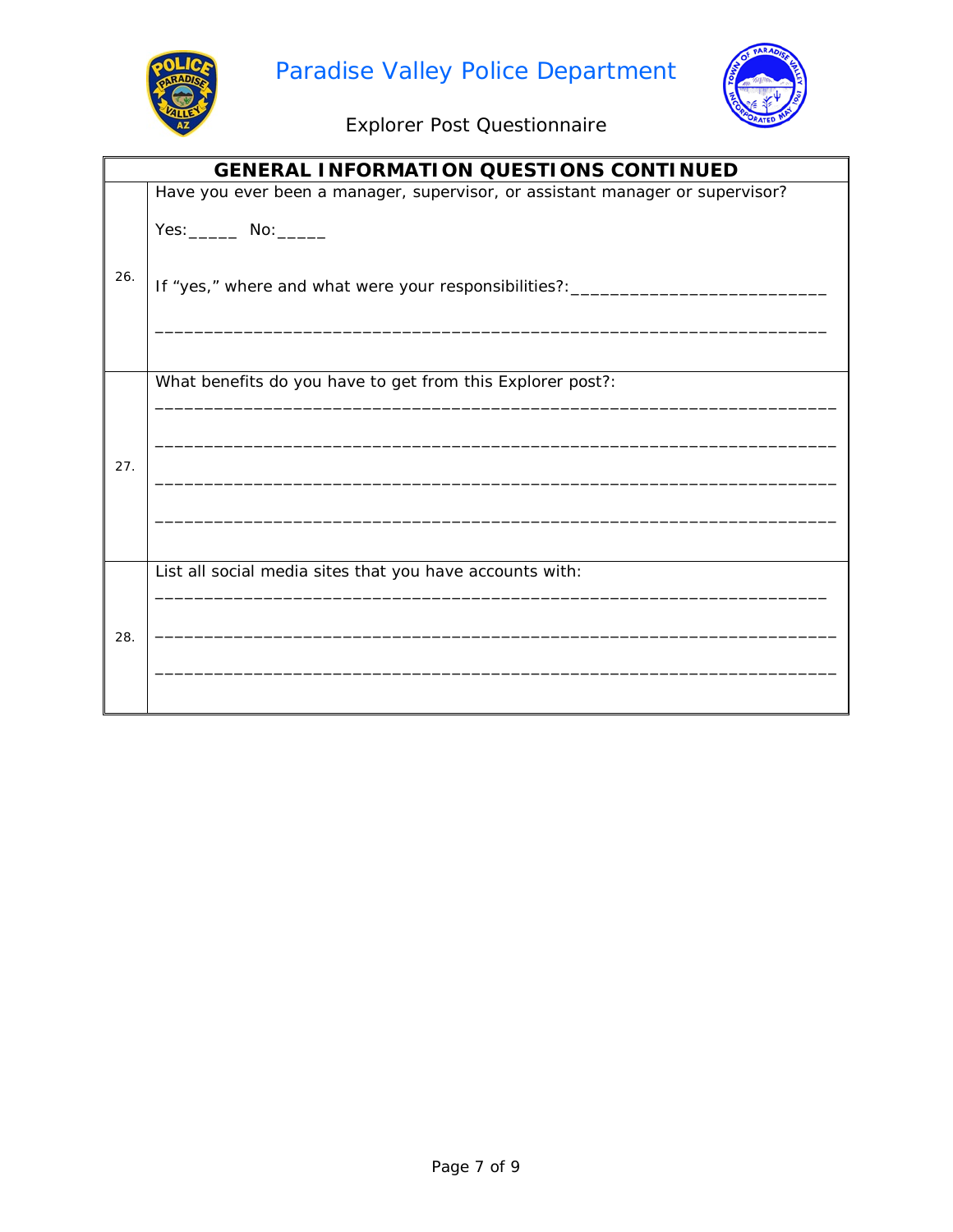Paradise Valley Police Department

Explorer Post Questionnaire

| GENERAL INFORMATION QUESTIONS CONTINUED | |
|---|---|
| 26. | Have you ever been a manager, supervisor, or assistant manager or supervisor?<br><br>Yes:_____ No:_____<br><br>If "yes," where and what were your responsibilities?:__________________________<br><br>______________________________________________________________________ |
| 27. | What benefits do you have to get from this Explorer post?:<br>______________________________________________________________________<br><br>______________________________________________________________________<br><br>______________________________________________________________________<br><br>______________________________________________________________________ |
| 28. | List all social media sites that you have accounts with:<br>______________________________________________________________________<br><br>______________________________________________________________________<br><br>______________________________________________________________________ |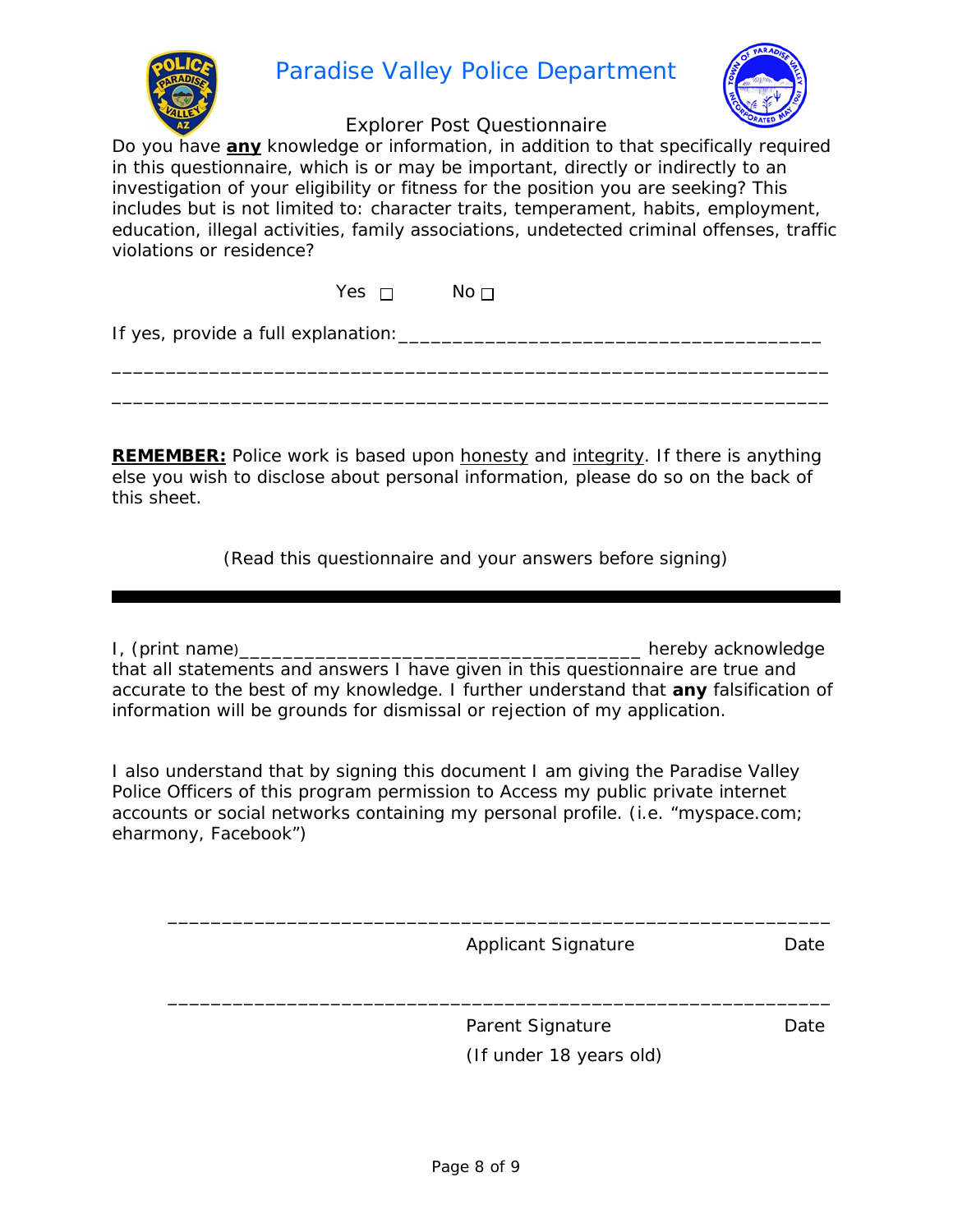# Paradise Valley Police Department

## Explorer Post Questionnaire

Do you have **any** knowledge or information, in addition to that specifically required in this questionnaire, which is or may be important, directly or indirectly to an investigation of your eligibility or fitness for the position you are seeking? This includes but is not limited to: character traits, temperament, habits, employment, education, illegal activities, family associations, undetected criminal offenses, traffic violations or residence?

Yes ☐ No ☐

If yes, provide a full explanation:_______________________________________

__________________________________________________________________

__________________________________________________________________

**REMEMBER:** Police work is based upon honesty and integrity. If there is anything else you wish to disclose about personal information, please do so on the back of this sheet.

(Read this questionnaire and your answers before signing)

---

I, (print name)_____________________________________ hereby acknowledge that all statements and answers I have given in this questionnaire are true and accurate to the best of my knowledge. I further understand that **any** falsification of information will be grounds for dismissal or rejection of my application.

I also understand that by signing this document I am giving the Paradise Valley Police Officers of this program permission to Access my public private internet accounts or social networks containing my personal profile. (i.e. "myspace.com; eharmony, Facebook")

______________________________________________________________

Applicant Signature Date

______________________________________________________________

Parent Signature Date

(If under 18 years old)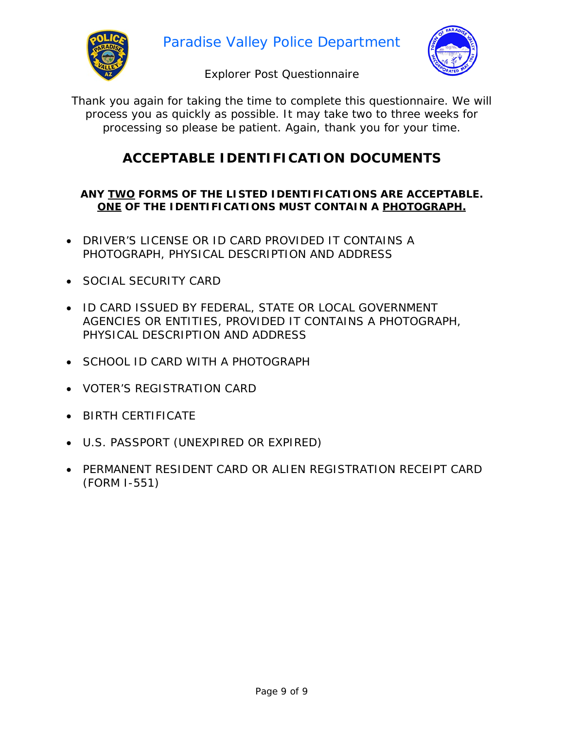Thank you again for taking the time to complete this questionnaire. We will process you as quickly as possible. It may take two to three weeks for processing so please be patient. Again, thank you for your time.

## ACCEPTABLE IDENTIFICATION DOCUMENTS

**ANY TWO FORMS OF THE LISTED IDENTIFICATIONS ARE ACCEPTABLE. ONE OF THE IDENTIFICATIONS MUST CONTAIN A PHOTOGRAPH.**

- DRIVER'S LICENSE OR ID CARD PROVIDED IT CONTAINS A PHOTOGRAPH, PHYSICAL DESCRIPTION AND ADDRESS
- SOCIAL SECURITY CARD
- ID CARD ISSUED BY FEDERAL, STATE OR LOCAL GOVERNMENT AGENCIES OR ENTITIES, PROVIDED IT CONTAINS A PHOTOGRAPH, PHYSICAL DESCRIPTION AND ADDRESS
- SCHOOL ID CARD WITH A PHOTOGRAPH
- VOTER'S REGISTRATION CARD
- BIRTH CERTIFICATE
- U.S. PASSPORT (UNEXPIRED OR EXPIRED)
- PERMANENT RESIDENT CARD OR ALIEN REGISTRATION RECEIPT CARD (FORM I-551)